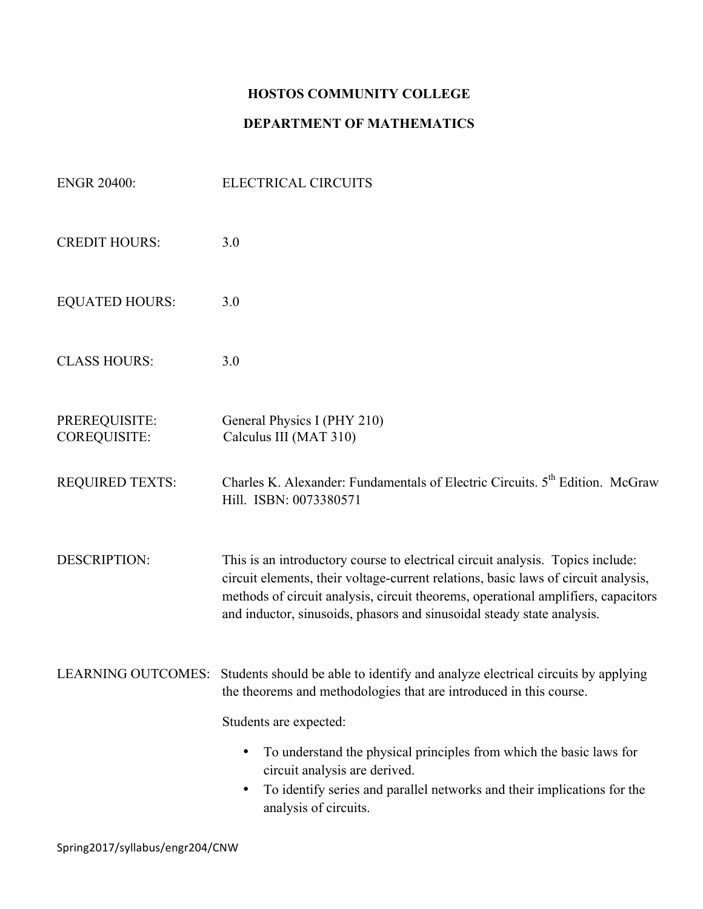# HOSTOS COMMUNITY COLLEGE

## DEPARTMENT OF MATHEMATICS

ENGR 20400: ELECTRICAL CIRCUITS

CREDIT HOURS: 3.0

EQUATED HOURS: 3.0

CLASS HOURS: 3.0

PREREQUISITE: General Physics I (PHY 210)
COREQUISITE: Calculus III (MAT 310)

REQUIRED TEXTS: Charles K. Alexander: Fundamentals of Electric Circuits. 5th Edition. McGraw Hill. ISBN: 0073380571

DESCRIPTION: This is an introductory course to electrical circuit analysis. Topics include: circuit elements, their voltage-current relations, basic laws of circuit analysis, methods of circuit analysis, circuit theorems, operational amplifiers, capacitors and inductor, sinusoids, phasors and sinusoidal steady state analysis.

LEARNING OUTCOMES: Students should be able to identify and analyze electrical circuits by applying the theorems and methodologies that are introduced in this course.

Students are expected:

- To understand the physical principles from which the basic laws for circuit analysis are derived.
- To identify series and parallel networks and their implications for the analysis of circuits.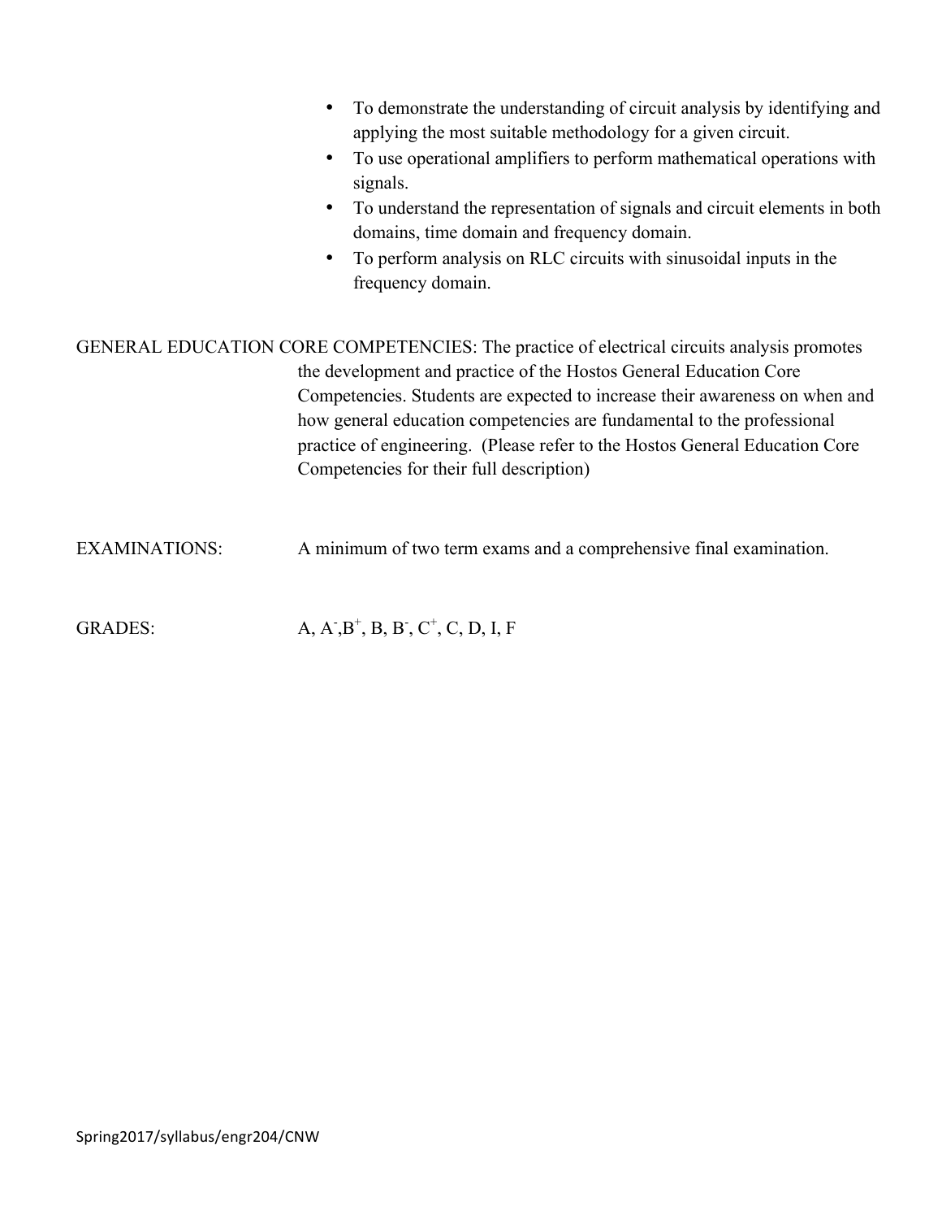- To demonstrate the understanding of circuit analysis by identifying and applying the most suitable methodology for a given circuit.
- To use operational amplifiers to perform mathematical operations with signals.
- To understand the representation of signals and circuit elements in both domains, time domain and frequency domain.
- To perform analysis on RLC circuits with sinusoidal inputs in the frequency domain.

GENERAL EDUCATION CORE COMPETENCIES: The practice of electrical circuits analysis promotes the development and practice of the Hostos General Education Core Competencies. Students are expected to increase their awareness on when and how general education competencies are fundamental to the professional practice of engineering. (Please refer to the Hostos General Education Core Competencies for their full description)

EXAMINATIONS: A minimum of two term exams and a comprehensive final examination.

GRADES: A, $A^-$, $B^+$, B, $B^-$, $C^+$, C, D, I, F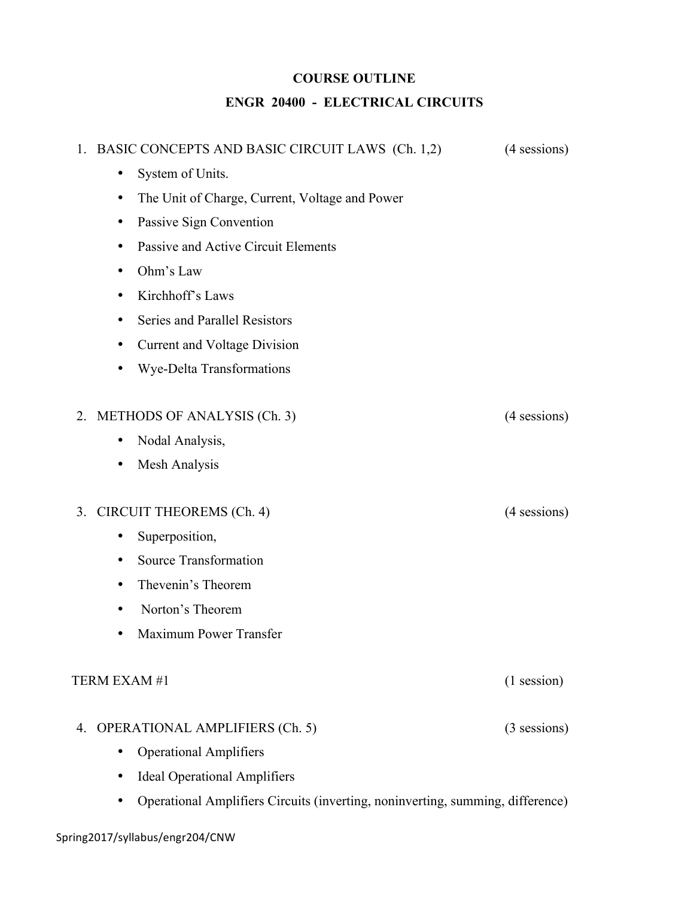# COURSE OUTLINE

## ENGR 20400 - ELECTRICAL CIRCUITS

1. BASIC CONCEPTS AND BASIC CIRCUIT LAWS (Ch. 1,2) (4 sessions)
    - System of Units.
    - The Unit of Charge, Current, Voltage and Power
    - Passive Sign Convention
    - Passive and Active Circuit Elements
    - Ohm's Law
    - Kirchhoff's Laws
    - Series and Parallel Resistors
    - Current and Voltage Division
    - Wye-Delta Transformations

2. METHODS OF ANALYSIS (Ch. 3) (4 sessions)
    - Nodal Analysis,
    - Mesh Analysis

3. CIRCUIT THEOREMS (Ch. 4) (4 sessions)
    - Superposition,
    - Source Transformation
    - Thevenin's Theorem
    - Norton's Theorem
    - Maximum Power Transfer

TERM EXAM #1 (1 session)

4. OPERATIONAL AMPLIFIERS (Ch. 5) (3 sessions)
    - Operational Amplifiers
    - Ideal Operational Amplifiers
    - Operational Amplifiers Circuits (inverting, noninverting, summing, difference)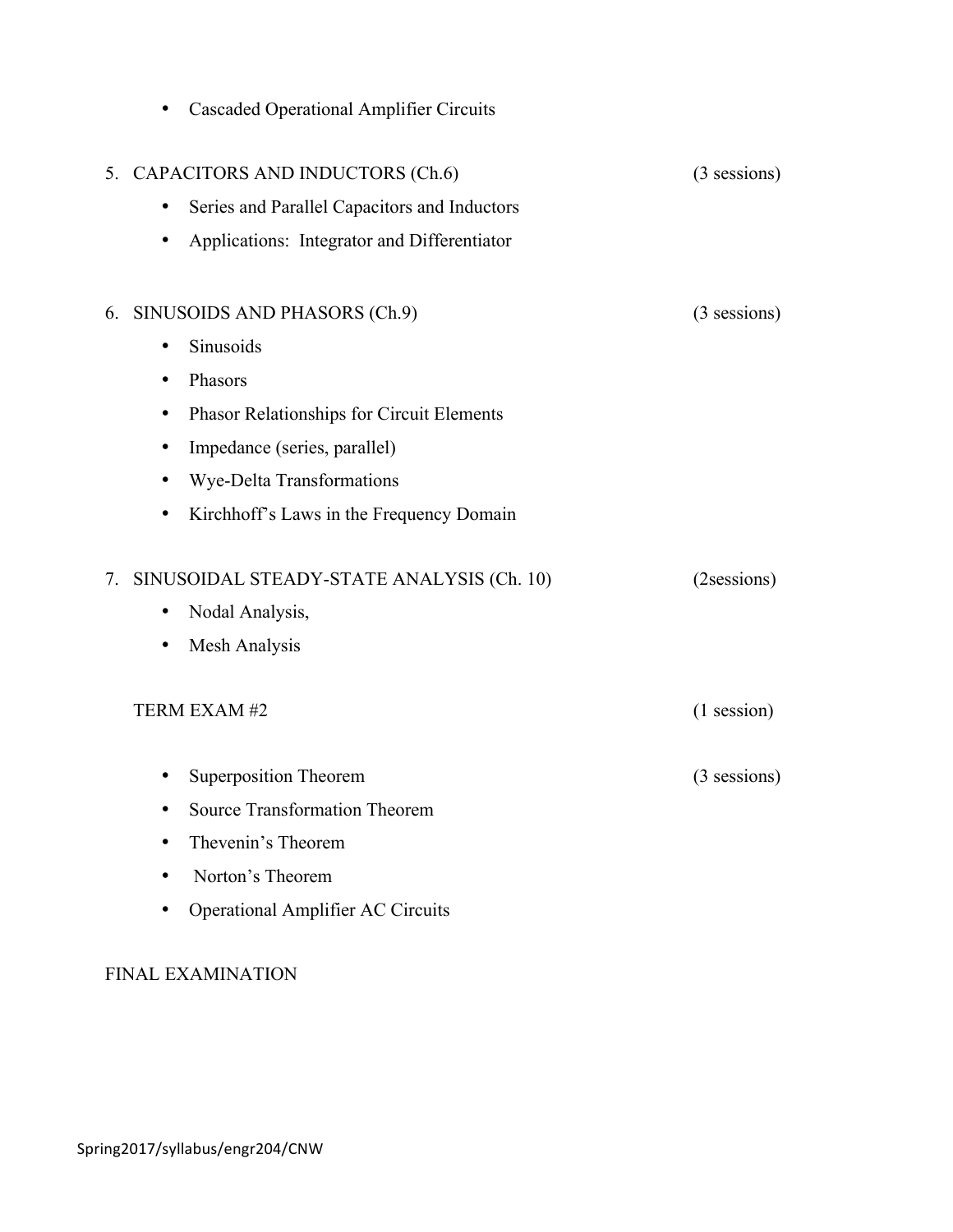- Cascaded Operational Amplifier Circuits

5. CAPACITORS AND INDUCTORS (Ch.6) (3 sessions)
    - Series and Parallel Capacitors and Inductors
    - Applications: Integrator and Differentiator

6. SINUSOIDS AND PHASORS (Ch.9) (3 sessions)
    - Sinusoids
    - Phasors
    - Phasor Relationships for Circuit Elements
    - Impedance (series, parallel)
    - Wye-Delta Transformations
    - Kirchhoff's Laws in the Frequency Domain

7. SINUSOIDAL STEADY-STATE ANALYSIS (Ch. 10) (2sessions)
    - Nodal Analysis,
    - Mesh Analysis

TERM EXAM #2 (1 session)

- Superposition Theorem (3 sessions)
- Source Transformation Theorem
- Thevenin's Theorem
- Norton's Theorem
- Operational Amplifier AC Circuits

FINAL EXAMINATION